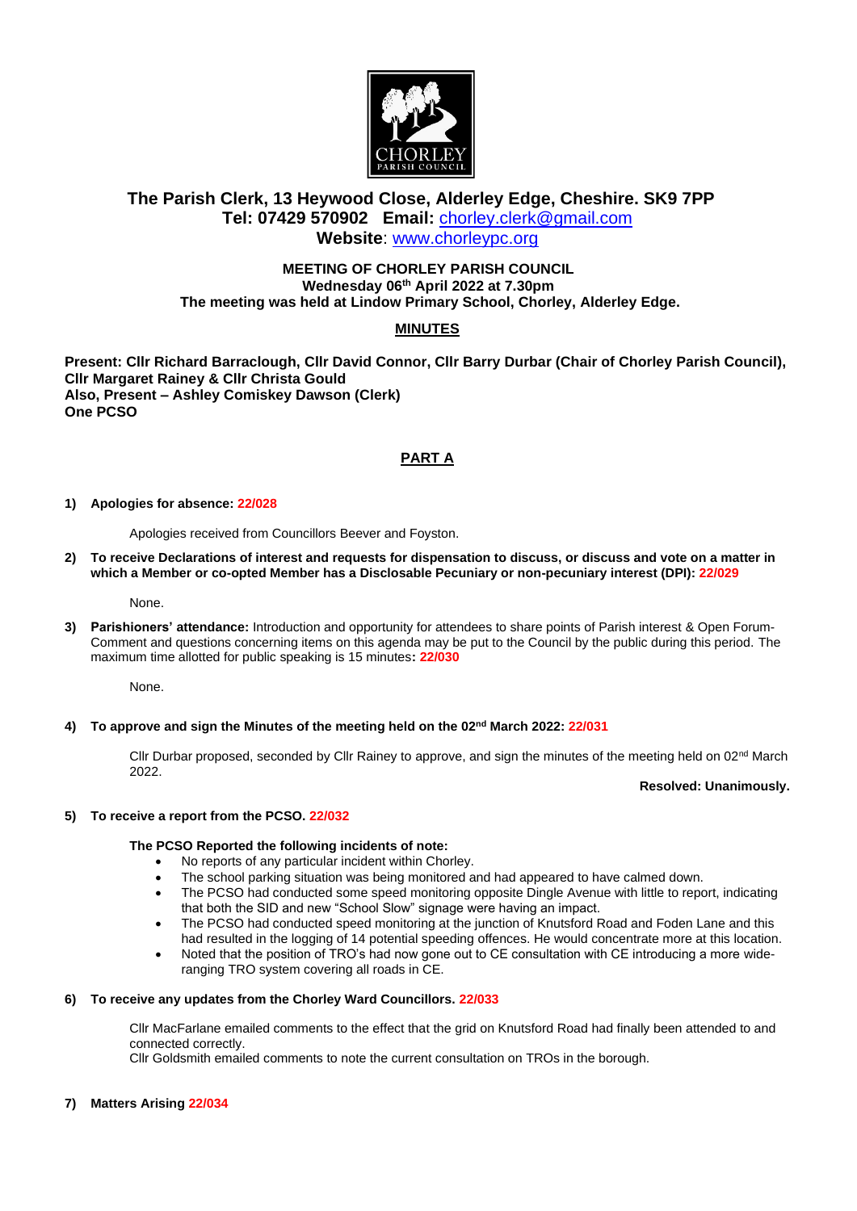**The Parish Clerk, 13 Heywood Close, Alderley Edge, Cheshire. SK9 7PP**
**Tel: 07429 570902 Email:** chorley.clerk@gmail.com
**Website**: www.chorleypc.org

**MEETING OF CHORLEY PARISH COUNCIL**
**Wednesday 06th April 2022 at 7.30pm**
**The meeting was held at Lindow Primary School, Chorley, Alderley Edge.**

# MINUTES

**Present: Cllr Richard Barraclough, Cllr David Connor, Cllr Barry Durbar (Chair of Chorley Parish Council), Cllr Margaret Rainey & Cllr Christa Gould**
**Also, Present – Ashley Comiskey Dawson (Clerk)**
**One PCSO**

## PART A

**1) Apologies for absence: 22/028**

Apologies received from Councillors Beever and Foyston.

**2) To receive Declarations of interest and requests for dispensation to discuss, or discuss and vote on a matter in which a Member or co-opted Member has a Disclosable Pecuniary or non-pecuniary interest (DPI): 22/029**

None.

**3) Parishioners' attendance:** Introduction and opportunity for attendees to share points of Parish interest & Open Forum- Comment and questions concerning items on this agenda may be put to the Council by the public during this period. The maximum time allotted for public speaking is 15 minutes**: 22/030**

None.

**4) To approve and sign the Minutes of the meeting held on the 02nd March 2022: 22/031**

Cllr Durbar proposed, seconded by Cllr Rainey to approve, and sign the minutes of the meeting held on 02nd March 2022.

**Resolved: Unanimously.**

**5) To receive a report from the PCSO. 22/032**

**The PCSO Reported the following incidents of note:**

- No reports of any particular incident within Chorley.
- The school parking situation was being monitored and had appeared to have calmed down.
- The PCSO had conducted some speed monitoring opposite Dingle Avenue with little to report, indicating that both the SID and new "School Slow" signage were having an impact.
- The PCSO had conducted speed monitoring at the junction of Knutsford Road and Foden Lane and this had resulted in the logging of 14 potential speeding offences. He would concentrate more at this location.
- Noted that the position of TRO's had now gone out to CE consultation with CE introducing a more wide-ranging TRO system covering all roads in CE.

**6) To receive any updates from the Chorley Ward Councillors. 22/033**

Cllr MacFarlane emailed comments to the effect that the grid on Knutsford Road had finally been attended to and connected correctly.
Cllr Goldsmith emailed comments to note the current consultation on TROs in the borough.

**7) Matters Arising 22/034**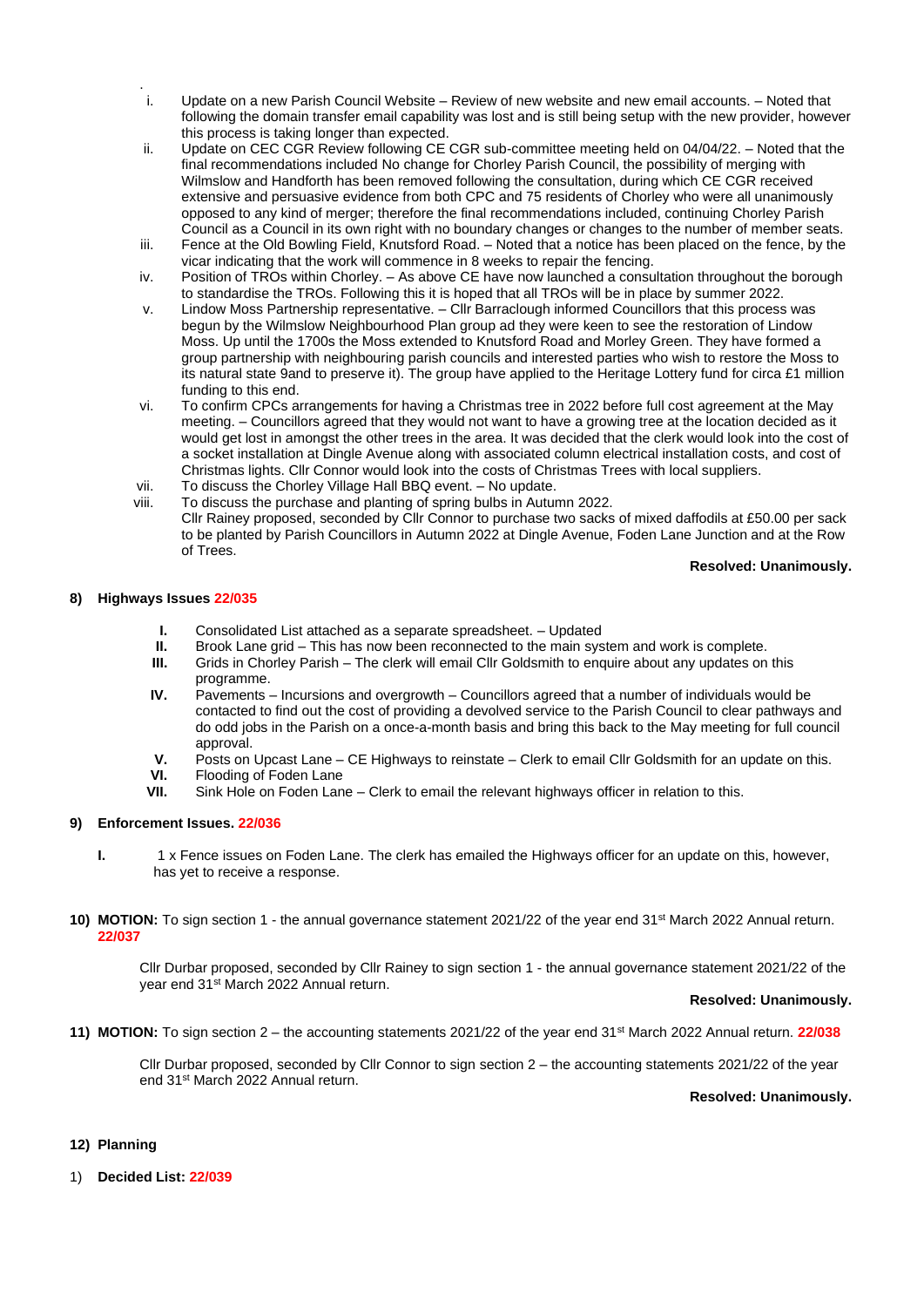.

i. Update on a new Parish Council Website – Review of new website and new email accounts. – Noted that following the domain transfer email capability was lost and is still being setup with the new provider, however this process is taking longer than expected.
ii. Update on CEC CGR Review following CE CGR sub-committee meeting held on 04/04/22. – Noted that the final recommendations included No change for Chorley Parish Council, the possibility of merging with Wilmslow and Handforth has been removed following the consultation, during which CE CGR received extensive and persuasive evidence from both CPC and 75 residents of Chorley who were all unanimously opposed to any kind of merger; therefore the final recommendations included, continuing Chorley Parish Council as a Council in its own right with no boundary changes or changes to the number of member seats.
iii. Fence at the Old Bowling Field, Knutsford Road. – Noted that a notice has been placed on the fence, by the vicar indicating that the work will commence in 8 weeks to repair the fencing.
iv. Position of TROs within Chorley. – As above CE have now launched a consultation throughout the borough to standardise the TROs. Following this it is hoped that all TROs will be in place by summer 2022.
v. Lindow Moss Partnership representative. – Cllr Barraclough informed Councillors that this process was begun by the Wilmslow Neighbourhood Plan group ad they were keen to see the restoration of Lindow Moss. Up until the 1700s the Moss extended to Knutsford Road and Morley Green. They have formed a group partnership with neighbouring parish councils and interested parties who wish to restore the Moss to its natural state 9and to preserve it). The group have applied to the Heritage Lottery fund for circa £1 million funding to this end.
vi. To confirm CPCs arrangements for having a Christmas tree in 2022 before full cost agreement at the May meeting. – Councillors agreed that they would not want to have a growing tree at the location decided as it would get lost in amongst the other trees in the area. It was decided that the clerk would look into the cost of a socket installation at Dingle Avenue along with associated column electrical installation costs, and cost of Christmas lights. Cllr Connor would look into the costs of Christmas Trees with local suppliers.
vii. To discuss the Chorley Village Hall BBQ event. – No update.
viii. To discuss the purchase and planting of spring bulbs in Autumn 2022.
Cllr Rainey proposed, seconded by Cllr Connor to purchase two sacks of mixed daffodils at £50.00 per sack to be planted by Parish Councillors in Autumn 2022 at Dingle Avenue, Foden Lane Junction and at the Row of Trees.

**Resolved: Unanimously.**

**8) Highways Issues 22/035**

**I.** Consolidated List attached as a separate spreadsheet. – Updated
**II.** Brook Lane grid – This has now been reconnected to the main system and work is complete.
**III.** Grids in Chorley Parish – The clerk will email Cllr Goldsmith to enquire about any updates on this programme.
**IV.** Pavements – Incursions and overgrowth – Councillors agreed that a number of individuals would be contacted to find out the cost of providing a devolved service to the Parish Council to clear pathways and do odd jobs in the Parish on a once-a-month basis and bring this back to the May meeting for full council approval.
**V.** Posts on Upcast Lane – CE Highways to reinstate – Clerk to email Cllr Goldsmith for an update on this.
**VI.** Flooding of Foden Lane
**VII.** Sink Hole on Foden Lane – Clerk to email the relevant highways officer in relation to this.

**9) Enforcement Issues. 22/036**

**I.** 1 x Fence issues on Foden Lane. The clerk has emailed the Highways officer for an update on this, however, has yet to receive a response.

**10) MOTION:** To sign section 1 - the annual governance statement 2021/22 of the year end 31st March 2022 Annual return. **22/037**

Cllr Durbar proposed, seconded by Cllr Rainey to sign section 1 - the annual governance statement 2021/22 of the year end 31st March 2022 Annual return.

**Resolved: Unanimously.**

**11) MOTION:** To sign section 2 – the accounting statements 2021/22 of the year end 31st March 2022 Annual return. **22/038**

Cllr Durbar proposed, seconded by Cllr Connor to sign section 2 – the accounting statements 2021/22 of the year end 31st March 2022 Annual return.

**Resolved: Unanimously.**

**12) Planning**

1) **Decided List: 22/039**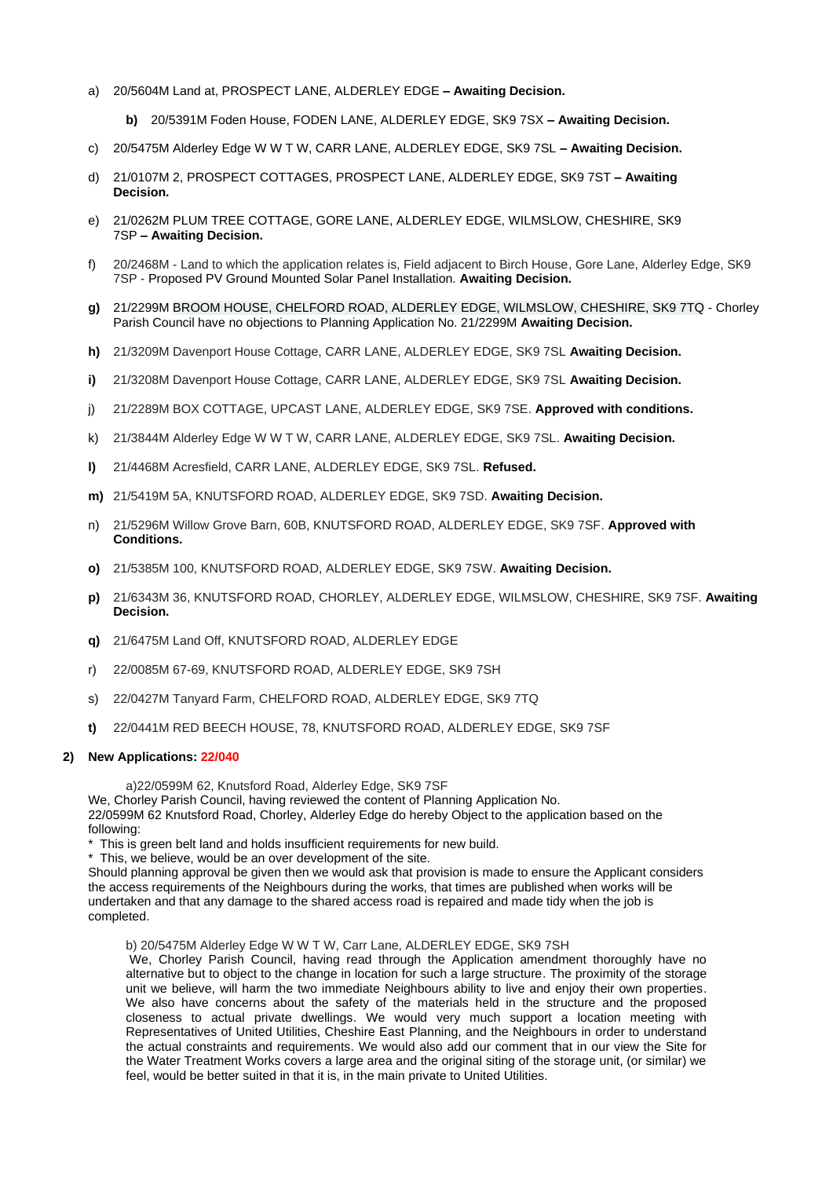a) 20/5604M Land at, PROSPECT LANE, ALDERLEY EDGE **– Awaiting Decision.**

**b)** 20/5391M Foden House, FODEN LANE, ALDERLEY EDGE, SK9 7SX **– Awaiting Decision.**

c) 20/5475M Alderley Edge W W T W, CARR LANE, ALDERLEY EDGE, SK9 7SL **– Awaiting Decision.**

d) 21/0107M 2, PROSPECT COTTAGES, PROSPECT LANE, ALDERLEY EDGE, SK9 7ST **– Awaiting Decision.**

e) 21/0262M PLUM TREE COTTAGE, GORE LANE, ALDERLEY EDGE, WILMSLOW, CHESHIRE, SK9 7SP **– Awaiting Decision.**

f) 20/2468M - Land to which the application relates is, Field adjacent to Birch House, Gore Lane, Alderley Edge, SK9 7SP - Proposed PV Ground Mounted Solar Panel Installation. **Awaiting Decision.**

**g)** 21/2299M BROOM HOUSE, CHELFORD ROAD, ALDERLEY EDGE, WILMSLOW, CHESHIRE, SK9 7TQ - Chorley Parish Council have no objections to Planning Application No. 21/2299M **Awaiting Decision.**

**h)** 21/3209M Davenport House Cottage, CARR LANE, ALDERLEY EDGE, SK9 7SL **Awaiting Decision.**

**i)** 21/3208M Davenport House Cottage, CARR LANE, ALDERLEY EDGE, SK9 7SL **Awaiting Decision.**

j) 21/2289M BOX COTTAGE, UPCAST LANE, ALDERLEY EDGE, SK9 7SE. **Approved with conditions.**

k) 21/3844M Alderley Edge W W T W, CARR LANE, ALDERLEY EDGE, SK9 7SL. **Awaiting Decision.**

**l)** 21/4468M Acresfield, CARR LANE, ALDERLEY EDGE, SK9 7SL. **Refused.**

**m)** 21/5419M 5A, KNUTSFORD ROAD, ALDERLEY EDGE, SK9 7SD. **Awaiting Decision.**

n) 21/5296M Willow Grove Barn, 60B, KNUTSFORD ROAD, ALDERLEY EDGE, SK9 7SF. **Approved with Conditions.**

**o)** 21/5385M 100, KNUTSFORD ROAD, ALDERLEY EDGE, SK9 7SW. **Awaiting Decision.**

**p)** 21/6343M 36, KNUTSFORD ROAD, CHORLEY, ALDERLEY EDGE, WILMSLOW, CHESHIRE, SK9 7SF. **Awaiting Decision.**

**q)** 21/6475M Land Off, KNUTSFORD ROAD, ALDERLEY EDGE

r) 22/0085M 67-69, KNUTSFORD ROAD, ALDERLEY EDGE, SK9 7SH

s) 22/0427M Tanyard Farm, CHELFORD ROAD, ALDERLEY EDGE, SK9 7TQ

**t)** 22/0441M RED BEECH HOUSE, 78, KNUTSFORD ROAD, ALDERLEY EDGE, SK9 7SF

**2) New Applications: 22/040**

a)22/0599M 62, Knutsford Road, Alderley Edge, SK9 7SF

We, Chorley Parish Council, having reviewed the content of Planning Application No. 22/0599M 62 Knutsford Road, Chorley, Alderley Edge do hereby Object to the application based on the following:

* This is green belt land and holds insufficient requirements for new build.
* This, we believe, would be an over development of the site.

Should planning approval be given then we would ask that provision is made to ensure the Applicant considers the access requirements of the Neighbours during the works, that times are published when works will be undertaken and that any damage to the shared access road is repaired and made tidy when the job is completed.

b) 20/5475M Alderley Edge W W T W, Carr Lane, ALDERLEY EDGE, SK9 7SH

We, Chorley Parish Council, having read through the Application amendment thoroughly have no alternative but to object to the change in location for such a large structure. The proximity of the storage unit we believe, will harm the two immediate Neighbours ability to live and enjoy their own properties. We also have concerns about the safety of the materials held in the structure and the proposed closeness to actual private dwellings. We would very much support a location meeting with Representatives of United Utilities, Cheshire East Planning, and the Neighbours in order to understand the actual constraints and requirements. We would also add our comment that in our view the Site for the Water Treatment Works covers a large area and the original siting of the storage unit, (or similar) we feel, would be better suited in that it is, in the main private to United Utilities.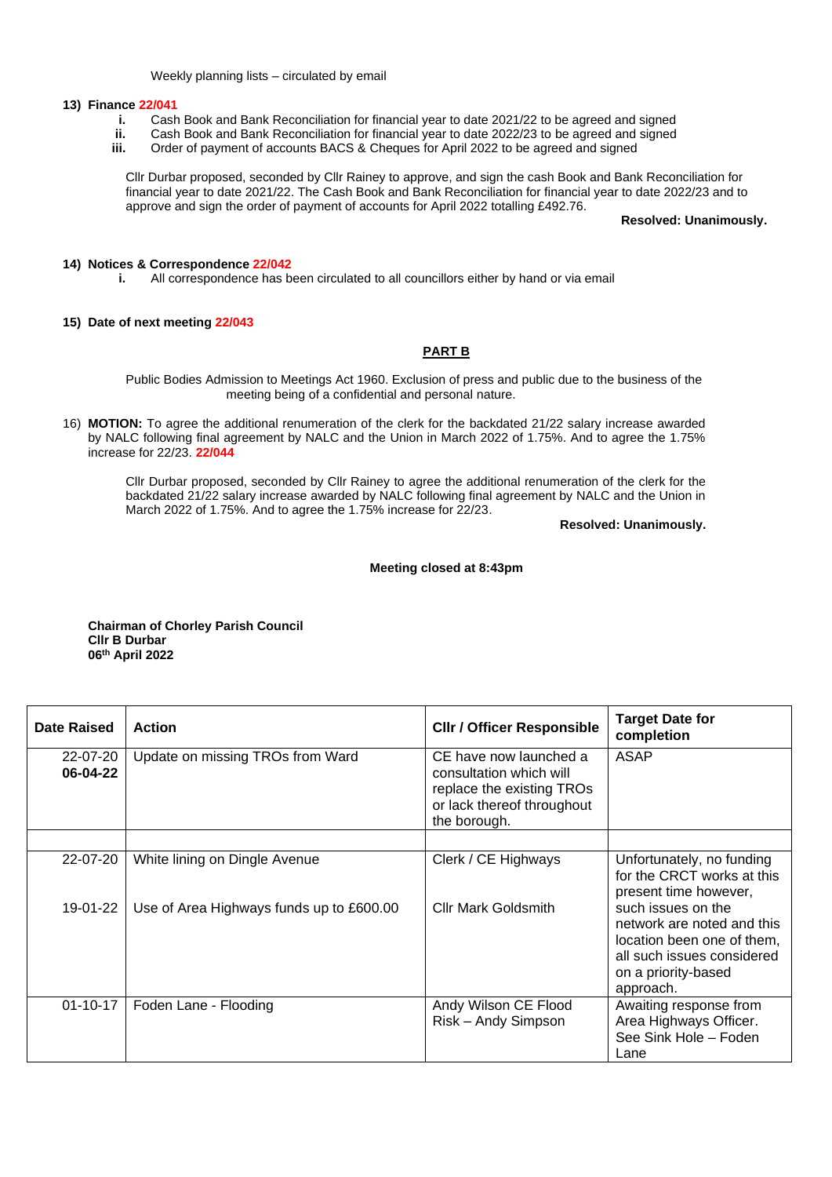Weekly planning lists – circulated by email

**13) Finance 22/041**

- **i.** Cash Book and Bank Reconciliation for financial year to date 2021/22 to be agreed and signed
- **ii.** Cash Book and Bank Reconciliation for financial year to date 2022/23 to be agreed and signed
- **iii.** Order of payment of accounts BACS & Cheques for April 2022 to be agreed and signed

Cllr Durbar proposed, seconded by Cllr Rainey to approve, and sign the cash Book and Bank Reconciliation for financial year to date 2021/22. The Cash Book and Bank Reconciliation for financial year to date 2022/23 and to approve and sign the order of payment of accounts for April 2022 totalling £492.76.

**Resolved: Unanimously.**

**14) Notices & Correspondence 22/042**

- **i.** All correspondence has been circulated to all councillors either by hand or via email

**15) Date of next meeting 22/043**

**PART B**

Public Bodies Admission to Meetings Act 1960. Exclusion of press and public due to the business of the meeting being of a confidential and personal nature.

16) **MOTION:** To agree the additional renumeration of the clerk for the backdated 21/22 salary increase awarded by NALC following final agreement by NALC and the Union in March 2022 of 1.75%. And to agree the 1.75% increase for 22/23. **22/044**

Cllr Durbar proposed, seconded by Cllr Rainey to agree the additional renumeration of the clerk for the backdated 21/22 salary increase awarded by NALC following final agreement by NALC and the Union in March 2022 of 1.75%. And to agree the 1.75% increase for 22/23.

**Resolved: Unanimously.**

**Meeting closed at 8:43pm**

**Chairman of Chorley Parish Council**
**Cllr B Durbar**
**06th April 2022**

| Date Raised | Action | Cllr / Officer Responsible | Target Date for completion |
|---|---|---|---|
| 22-07-20 **06-04-22** | Update on missing TROs from Ward | CE have now launched a consultation which will replace the existing TROs or lack thereof throughout the borough. | ASAP |
| | | | |
| 22-07-20 | White lining on Dingle Avenue | Clerk / CE Highways | Unfortunately, no funding for the CRCT works at this present time however, such issues on the network are noted and this location been one of them, all such issues considered on a priority-based approach. |
| 19-01-22 | Use of Area Highways funds up to £600.00 | Cllr Mark Goldsmith | |
| 01-10-17 | Foden Lane - Flooding | Andy Wilson CE Flood Risk – Andy Simpson | Awaiting response from Area Highways Officer. See Sink Hole – Foden Lane |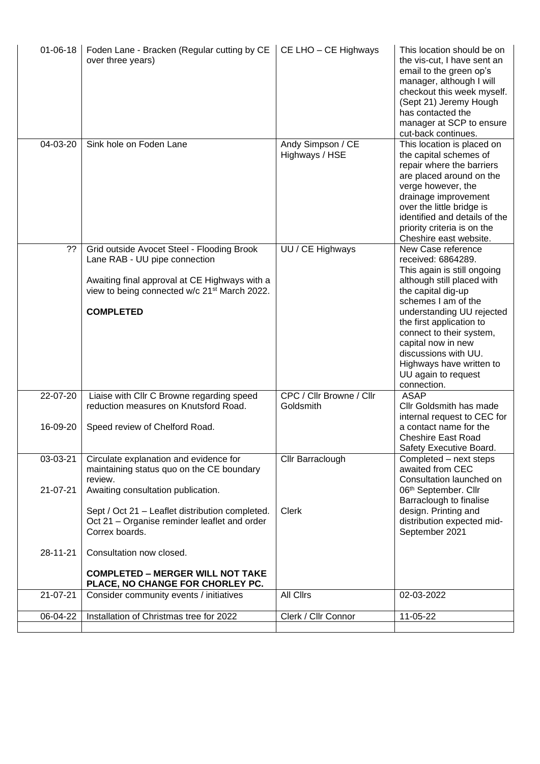| | | | |
|---|---|---|---|
| 01-06-18 | Foden Lane - Bracken (Regular cutting by CE over three years) | CE LHO – CE Highways | This location should be on the vis-cut, I have sent an email to the green op's manager, although I will checkout this week myself. (Sept 21) Jeremy Hough has contacted the manager at SCP to ensure cut-back continues. |
| 04-03-20 | Sink hole on Foden Lane | Andy Simpson / CE Highways / HSE | This location is placed on the capital schemes of repair where the barriers are placed around on the verge however, the drainage improvement over the little bridge is identified and details of the priority criteria is on the Cheshire east website. |
| ?? | Grid outside Avocet Steel - Flooding Brook Lane RAB - UU pipe connection<br><br>Awaiting final approval at CE Highways with a view to being connected w/c 21st March 2022.<br><br>**COMPLETED** | UU / CE Highways | New Case reference received: 6864289. This again is still ongoing although still placed with the capital dig-up schemes I am of the understanding UU rejected the first application to connect to their system, capital now in new discussions with UU. Highways have written to UU again to request connection. |
| 22-07-20<br><br>16-09-20 | Liaise with Cllr C Browne regarding speed reduction measures on Knutsford Road.<br><br>Speed review of Chelford Road. | CPC / Cllr Browne / Cllr Goldsmith | ASAP<br>Cllr Goldsmith has made internal request to CEC for a contact name for the Cheshire East Road Safety Executive Board. |
| 03-03-21<br><br>21-07-21<br><br><br><br>28-11-21 | Circulate explanation and evidence for maintaining status quo on the CE boundary review.<br>Awaiting consultation publication.<br><br>Sept / Oct 21 – Leaflet distribution completed.<br>Oct 21 – Organise reminder leaflet and order Correx boards.<br><br>Consultation now closed.<br><br>**COMPLETED – MERGER WILL NOT TAKE PLACE, NO CHANGE FOR CHORLEY PC.** | Cllr Barraclough<br><br><br><br>Clerk | Completed – next steps awaited from CEC<br>Consultation launched on 06th September. Cllr Barraclough to finalise design. Printing and distribution expected mid-September 2021 |
| 21-07-21 | Consider community events / initiatives | All Cllrs | 02-03-2022 |
| 06-04-22 | Installation of Christmas tree for 2022 | Clerk / Cllr Connor | 11-05-22 |
| | | | |